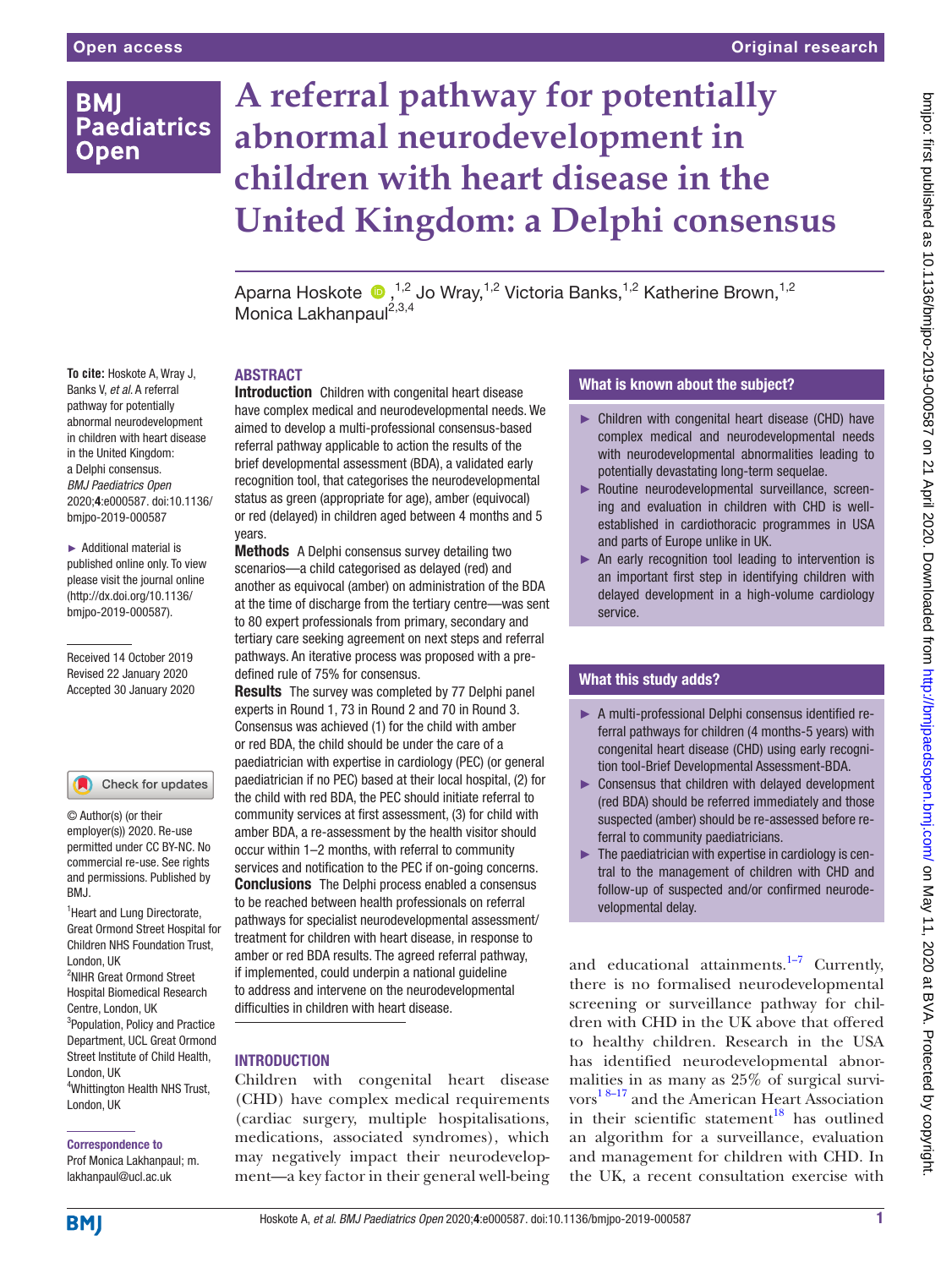Open access

Original research

# A referral pathway for potentially abnormal neurodevelopment in children with heart disease in the United Kingdom: a Delphi consensus

Aparna Hoskote,[1,2] Jo Wray,[1,2] Victoria Banks,[1,2] Katherine Brown,[1,2] Monica Lakhanpaul[2,3,4]

**To cite:** Hoskote A, Wray J, Banks V, *et al*. A referral pathway for potentially abnormal neurodevelopment in children with heart disease in the United Kingdom: a Delphi consensus. *BMJ Paediatrics Open* 2020;**4**:e000587. doi:10.1136/bmjpo-2019-000587

► Additional material is published online only. To view please visit the journal online (http://dx.doi.org/10.1136/bmjpo-2019-000587).

Received 14 October 2019
Revised 22 January 2020
Accepted 30 January 2020

© Author(s) (or their employer(s)) 2020. Re-use permitted under CC BY-NC. No commercial re-use. See rights and permissions. Published by BMJ.

[1]Heart and Lung Directorate, Great Ormond Street Hospital for Children NHS Foundation Trust, London, UK
[2]NIHR Great Ormond Street Hospital Biomedical Research Centre, London, UK
[3]Population, Policy and Practice Department, UCL Great Ormond Street Institute of Child Health, London, UK
[4]Whittington Health NHS Trust, London, UK

**Correspondence to**
Prof Monica Lakhanpaul; m.lakhanpaul@ucl.ac.uk

## ABSTRACT

**Introduction** Children with congenital heart disease have complex medical and neurodevelopmental needs. We aimed to develop a multi-professional consensus-based referral pathway applicable to action the results of the brief developmental assessment (BDA), a validated early recognition tool, that categorises the neurodevelopmental status as green (appropriate for age), amber (equivocal) or red (delayed) in children aged between 4 months and 5 years.

**Methods** A Delphi consensus survey detailing two scenarios—a child categorised as delayed (red) and another as equivocal (amber) on administration of the BDA at the time of discharge from the tertiary centre—was sent to 80 expert professionals from primary, secondary and tertiary care seeking agreement on next steps and referral pathways. An iterative process was proposed with a pre-defined rule of 75% for consensus.

**Results** The survey was completed by 77 Delphi panel experts in Round 1, 73 in Round 2 and 70 in Round 3. Consensus was achieved (1) for the child with amber or red BDA, the child should be under the care of a paediatrician with expertise in cardiology (PEC) (or general paediatrician if no PEC) based at their local hospital, (2) for the child with red BDA, the PEC should initiate referral to community services at first assessment, (3) for child with amber BDA, a re-assessment by the health visitor should occur within 1–2 months, with referral to community services and notification to the PEC if on-going concerns.

**Conclusions** The Delphi process enabled a consensus to be reached between health professionals on referral pathways for specialist neurodevelopmental assessment/treatment for children with heart disease, in response to amber or red BDA results. The agreed referral pathway, if implemented, could underpin a national guideline to address and intervene on the neurodevelopmental difficulties in children with heart disease.

### What is known about the subject?

- Children with congenital heart disease (CHD) have complex medical and neurodevelopmental needs with neurodevelopmental abnormalities leading to potentially devastating long-term sequelae.
- Routine neurodevelopmental surveillance, screening and evaluation in children with CHD is well-established in cardiothoracic programmes in USA and parts of Europe unlike in UK.
- An early recognition tool leading to intervention is an important first step in identifying children with delayed development in a high-volume cardiology service.

### What this study adds?

- A multi-professional Delphi consensus identified referral pathways for children (4 months-5 years) with congenital heart disease (CHD) using early recognition tool-Brief Developmental Assessment-BDA.
- Consensus that children with delayed development (red BDA) should be referred immediately and those suspected (amber) should be re-assessed before referral to community paediatricians.
- The paediatrician with expertise in cardiology is central to the management of children with CHD and follow-up of suspected and/or confirmed neurodevelopmental delay.

## INTRODUCTION

Children with congenital heart disease (CHD) have complex medical requirements (cardiac surgery, multiple hospitalisations, medications, associated syndromes), which may negatively impact their neurodevelopment—a key factor in their general well-being and educational attainments.[1–7] Currently, there is no formalised neurodevelopmental screening or surveillance pathway for children with CHD in the UK above that offered to healthy children. Research in the USA has identified neurodevelopmental abnormalities in as many as 25% of surgical survivors[1 8–17] and the American Heart Association in their scientific statement[18] has outlined an algorithm for a surveillance, evaluation and management for children with CHD. In the UK, a recent consultation exercise with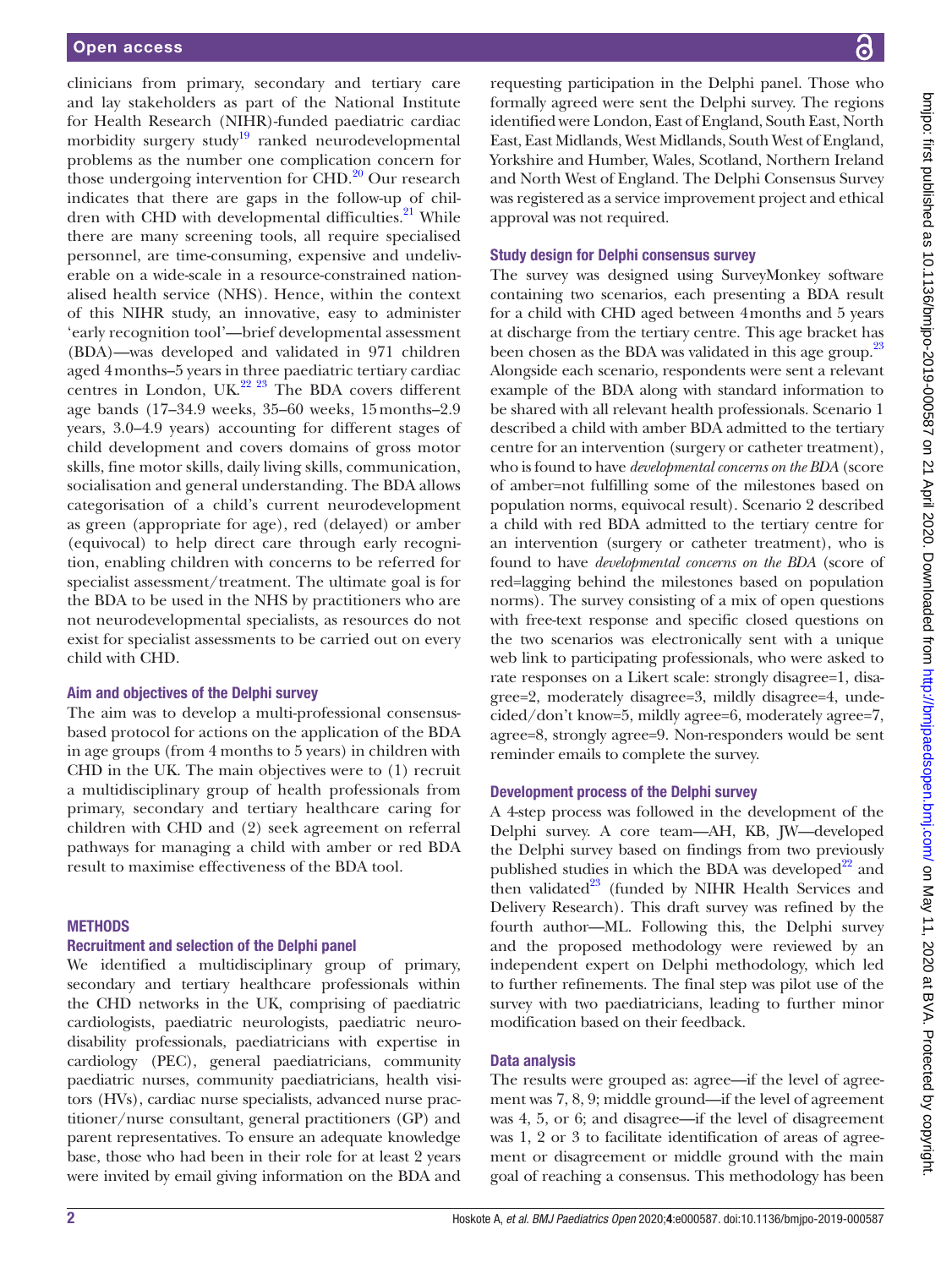clinicians from primary, secondary and tertiary care and lay stakeholders as part of the National Institute for Health Research (NIHR)-funded paediatric cardiac morbidity surgery study[19] ranked neurodevelopmental problems as the number one complication concern for those undergoing intervention for CHD.[20] Our research indicates that there are gaps in the follow-up of children with CHD with developmental difficulties.[21] While there are many screening tools, all require specialised personnel, are time-consuming, expensive and undeliverable on a wide-scale in a resource-constrained nationalised health service (NHS). Hence, within the context of this NIHR study, an innovative, easy to administer 'early recognition tool'—brief developmental assessment (BDA)—was developed and validated in 971 children aged 4 months–5 years in three paediatric tertiary cardiac centres in London, UK.[22 23] The BDA covers different age bands (17–34.9 weeks, 35–60 weeks, 15 months–2.9 years, 3.0–4.9 years) accounting for different stages of child development and covers domains of gross motor skills, fine motor skills, daily living skills, communication, socialisation and general understanding. The BDA allows categorisation of a child's current neurodevelopment as green (appropriate for age), red (delayed) or amber (equivocal) to help direct care through early recognition, enabling children with concerns to be referred for specialist assessment/treatment. The ultimate goal is for the BDA to be used in the NHS by practitioners who are not neurodevelopmental specialists, as resources do not exist for specialist assessments to be carried out on every child with CHD.

### Aim and objectives of the Delphi survey

The aim was to develop a multi-professional consensus-based protocol for actions on the application of the BDA in age groups (from 4 months to 5 years) in children with CHD in the UK. The main objectives were to (1) recruit a multidisciplinary group of health professionals from primary, secondary and tertiary healthcare caring for children with CHD and (2) seek agreement on referral pathways for managing a child with amber or red BDA result to maximise effectiveness of the BDA tool.

## METHODS

### Recruitment and selection of the Delphi panel

We identified a multidisciplinary group of primary, secondary and tertiary healthcare professionals within the CHD networks in the UK, comprising of paediatric cardiologists, paediatric neurologists, paediatric neurodisability professionals, paediatricians with expertise in cardiology (PEC), general paediatricians, community paediatric nurses, community paediatricians, health visitors (HVs), cardiac nurse specialists, advanced nurse practitioner/nurse consultant, general practitioners (GP) and parent representatives. To ensure an adequate knowledge base, those who had been in their role for at least 2 years were invited by email giving information on the BDA and requesting participation in the Delphi panel. Those who formally agreed were sent the Delphi survey. The regions identified were London, East of England, South East, North East, East Midlands, West Midlands, South West of England, Yorkshire and Humber, Wales, Scotland, Northern Ireland and North West of England. The Delphi Consensus Survey was registered as a service improvement project and ethical approval was not required.

### Study design for Delphi consensus survey

The survey was designed using SurveyMonkey software containing two scenarios, each presenting a BDA result for a child with CHD aged between 4 months and 5 years at discharge from the tertiary centre. This age bracket has been chosen as the BDA was validated in this age group.[23] Alongside each scenario, respondents were sent a relevant example of the BDA along with standard information to be shared with all relevant health professionals. Scenario 1 described a child with amber BDA admitted to the tertiary centre for an intervention (surgery or catheter treatment), who is found to have *developmental concerns on the BDA* (score of amber=not fulfilling some of the milestones based on population norms, equivocal result). Scenario 2 described a child with red BDA admitted to the tertiary centre for an intervention (surgery or catheter treatment), who is found to have *developmental concerns on the BDA* (score of red=lagging behind the milestones based on population norms). The survey consisting of a mix of open questions with free-text response and specific closed questions on the two scenarios was electronically sent with a unique web link to participating professionals, who were asked to rate responses on a Likert scale: strongly disagree=1, disagree=2, moderately disagree=3, mildly disagree=4, undecided/don't know=5, mildly agree=6, moderately agree=7, agree=8, strongly agree=9. Non-responders would be sent reminder emails to complete the survey.

### Development process of the Delphi survey

A 4-step process was followed in the development of the Delphi survey. A core team—AH, KB, JW—developed the Delphi survey based on findings from two previously published studies in which the BDA was developed[22] and then validated[23] (funded by NIHR Health Services and Delivery Research). This draft survey was refined by the fourth author—ML. Following this, the Delphi survey and the proposed methodology were reviewed by an independent expert on Delphi methodology, which led to further refinements. The final step was pilot use of the survey with two paediatricians, leading to further minor modification based on their feedback.

### Data analysis

The results were grouped as: agree—if the level of agreement was 7, 8, 9; middle ground—if the level of agreement was 4, 5, or 6; and disagree—if the level of disagreement was 1, 2 or 3 to facilitate identification of areas of agreement or disagreement or middle ground with the main goal of reaching a consensus. This methodology has been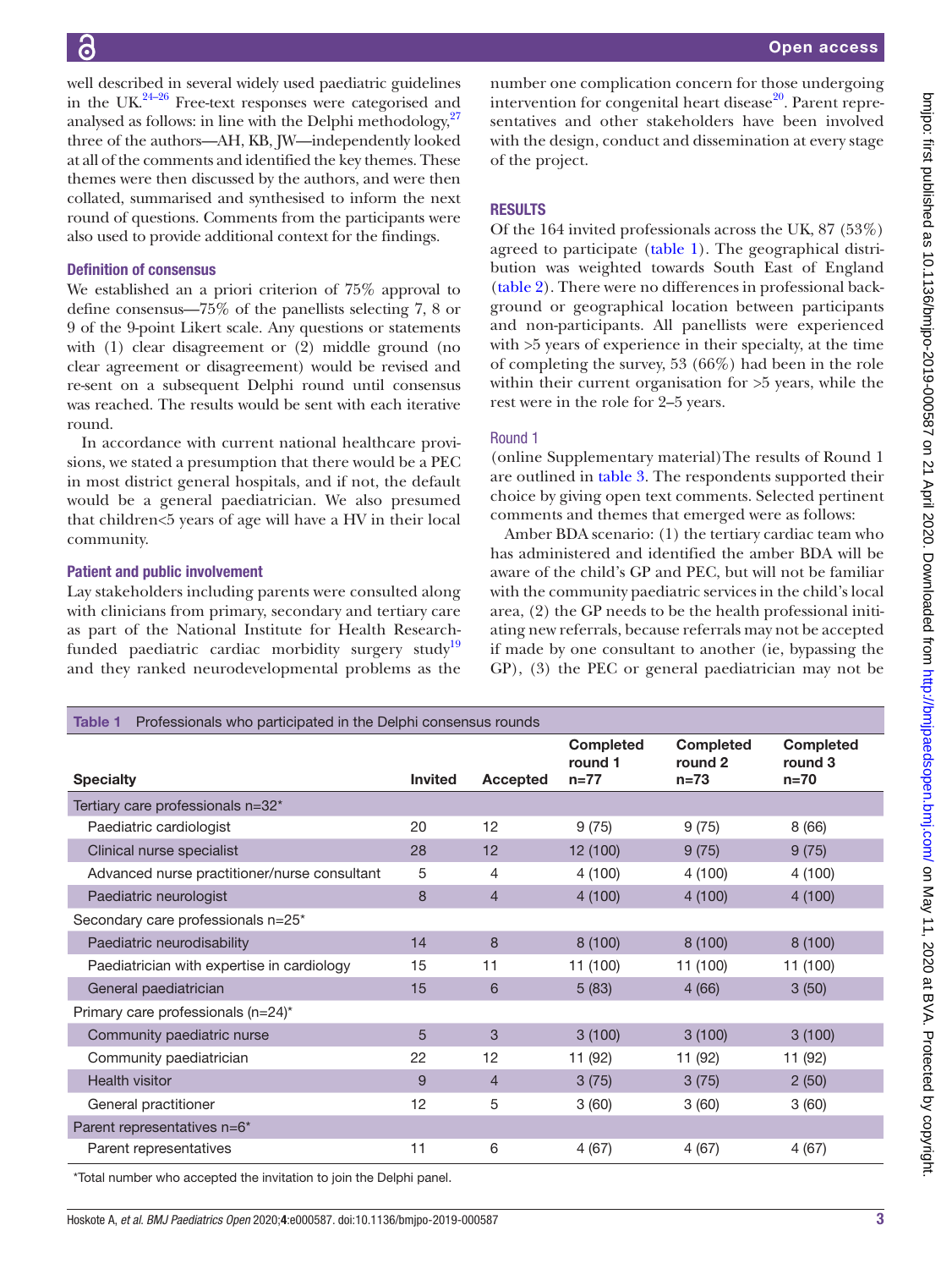well described in several widely used paediatric guidelines in the UK.[24–26] Free-text responses were categorised and analysed as follows: in line with the Delphi methodology,[27] three of the authors—AH, KB, JW—independently looked at all of the comments and identified the key themes. These themes were then discussed by the authors, and were then collated, summarised and synthesised to inform the next round of questions. Comments from the participants were also used to provide additional context for the findings.

### Definition of consensus

We established an a priori criterion of 75% approval to define consensus—75% of the panellists selecting 7, 8 or 9 of the 9-point Likert scale. Any questions or statements with (1) clear disagreement or (2) middle ground (no clear agreement or disagreement) would be revised and re-sent on a subsequent Delphi round until consensus was reached. The results would be sent with each iterative round.

In accordance with current national healthcare provisions, we stated a presumption that there would be a PEC in most district general hospitals, and if not, the default would be a general paediatrician. We also presumed that children<5 years of age will have a HV in their local community.

### Patient and public involvement

Lay stakeholders including parents were consulted along with clinicians from primary, secondary and tertiary care as part of the National Institute for Health Research-funded paediatric cardiac morbidity surgery study[19] and they ranked neurodevelopmental problems as the number one complication concern for those undergoing intervention for congenital heart disease[20]. Parent representatives and other stakeholders have been involved with the design, conduct and dissemination at every stage of the project.

## RESULTS

Of the 164 invited professionals across the UK, 87 (53%) agreed to participate (table 1). The geographical distribution was weighted towards South East of England (table 2). There were no differences in professional background or geographical location between participants and non-participants. All panellists were experienced with >5 years of experience in their specialty, at the time of completing the survey, 53 (66%) had been in the role within their current organisation for >5 years, while the rest were in the role for 2–5 years.

### Round 1

(online Supplementary material)The results of Round 1 are outlined in table 3. The respondents supported their choice by giving open text comments. Selected pertinent comments and themes that emerged were as follows:

Amber BDA scenario: (1) the tertiary cardiac team who has administered and identified the amber BDA will be aware of the child's GP and PEC, but will not be familiar with the community paediatric services in the child's local area, (2) the GP needs to be the health professional initiating new referrals, because referrals may not be accepted if made by one consultant to another (ie, bypassing the GP), (3) the PEC or general paediatrician may not be

**Table 1** Professionals who participated in the Delphi consensus rounds

| Specialty | Invited | Accepted | Completed round 1 n=77 | Completed round 2 n=73 | Completed round 3 n=70 |
|---|---|---|---|---|---|
| Tertiary care professionals n=32* | | | | | |
| Paediatric cardiologist | 20 | 12 | 9 (75) | 9 (75) | 8 (66) |
| Clinical nurse specialist | 28 | 12 | 12 (100) | 9 (75) | 9 (75) |
| Advanced nurse practitioner/nurse consultant | 5 | 4 | 4 (100) | 4 (100) | 4 (100) |
| Paediatric neurologist | 8 | 4 | 4 (100) | 4 (100) | 4 (100) |
| Secondary care professionals n=25* | | | | | |
| Paediatric neurodisability | 14 | 8 | 8 (100) | 8 (100) | 8 (100) |
| Paediatrician with expertise in cardiology | 15 | 11 | 11 (100) | 11 (100) | 11 (100) |
| General paediatrician | 15 | 6 | 5 (83) | 4 (66) | 3 (50) |
| Primary care professionals (n=24)* | | | | | |
| Community paediatric nurse | 5 | 3 | 3 (100) | 3 (100) | 3 (100) |
| Community paediatrician | 22 | 12 | 11 (92) | 11 (92) | 11 (92) |
| Health visitor | 9 | 4 | 3 (75) | 3 (75) | 2 (50) |
| General practitioner | 12 | 5 | 3 (60) | 3 (60) | 3 (60) |
| Parent representatives n=6* | | | | | |
| Parent representatives | 11 | 6 | 4 (67) | 4 (67) | 4 (67) |

*Total number who accepted the invitation to join the Delphi panel.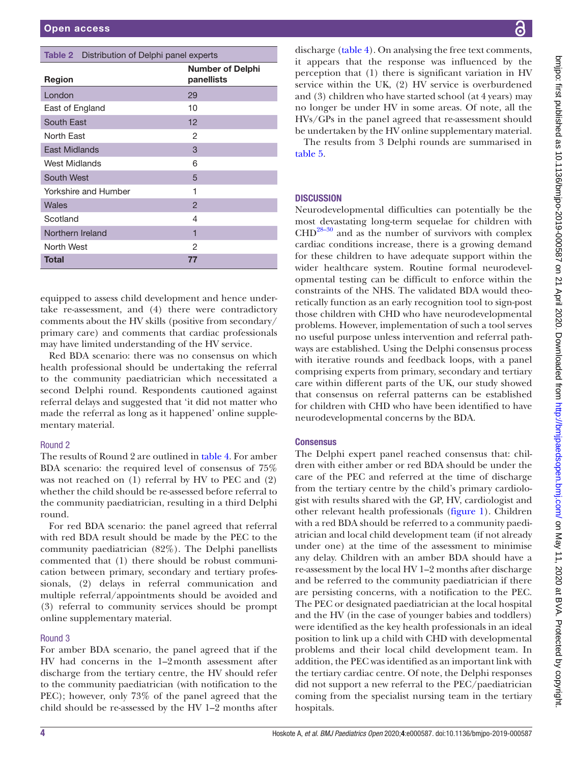Table 2 Distribution of Delphi panel experts

| Region | Number of Delphi panellists |
|---|---|
| London | 29 |
| East of England | 10 |
| South East | 12 |
| North East | 2 |
| East Midlands | 3 |
| West Midlands | 6 |
| South West | 5 |
| Yorkshire and Humber | 1 |
| Wales | 2 |
| Scotland | 4 |
| Northern Ireland | 1 |
| North West | 2 |
| **Total** | **77** |

equipped to assess child development and hence undertake re-assessment, and (4) there were contradictory comments about the HV skills (positive from secondary/primary care) and comments that cardiac professionals may have limited understanding of the HV service.

Red BDA scenario: there was no consensus on which health professional should be undertaking the referral to the community paediatrician which necessitated a second Delphi round. Respondents cautioned against referral delays and suggested that 'it did not matter who made the referral as long as it happened' online supplementary material.

### Round 2

The results of Round 2 are outlined in table 4. For amber BDA scenario: the required level of consensus of 75% was not reached on (1) referral by HV to PEC and (2) whether the child should be re-assessed before referral to the community paediatrician, resulting in a third Delphi round.

For red BDA scenario: the panel agreed that referral with red BDA result should be made by the PEC to the community paediatrician (82%). The Delphi panellists commented that (1) there should be robust communication between primary, secondary and tertiary professionals, (2) delays in referral communication and multiple referral/appointments should be avoided and (3) referral to community services should be prompt online supplementary material.

### Round 3

For amber BDA scenario, the panel agreed that if the HV had concerns in the 1–2 month assessment after discharge from the tertiary centre, the HV should refer to the community paediatrician (with notification to the PEC); however, only 73% of the panel agreed that the child should be re-assessed by the HV 1–2 months after discharge (table 4). On analysing the free text comments, it appears that the response was influenced by the perception that (1) there is significant variation in HV service within the UK, (2) HV service is overburdened and (3) children who have started school (at 4 years) may no longer be under HV in some areas. Of note, all the HVs/GPs in the panel agreed that re-assessment should be undertaken by the HV online supplementary material.

The results from 3 Delphi rounds are summarised in table 5.

## DISCUSSION

Neurodevelopmental difficulties can potentially be the most devastating long-term sequelae for children with CHD[28–30] and as the number of survivors with complex cardiac conditions increase, there is a growing demand for these children to have adequate support within the wider healthcare system. Routine formal neurodevelopmental testing can be difficult to enforce within the constraints of the NHS. The validated BDA would theoretically function as an early recognition tool to sign-post those children with CHD who have neurodevelopmental problems. However, implementation of such a tool serves no useful purpose unless intervention and referral pathways are established. Using the Delphi consensus process with iterative rounds and feedback loops, with a panel comprising experts from primary, secondary and tertiary care within different parts of the UK, our study showed that consensus on referral patterns can be established for children with CHD who have been identified to have neurodevelopmental concerns by the BDA.

### Consensus

The Delphi expert panel reached consensus that: children with either amber or red BDA should be under the care of the PEC and referred at the time of discharge from the tertiary centre by the child's primary cardiologist with results shared with the GP, HV, cardiologist and other relevant health professionals (figure 1). Children with a red BDA should be referred to a community paediatrician and local child development team (if not already under one) at the time of the assessment to minimise any delay. Children with an amber BDA should have a re-assessment by the local HV 1–2 months after discharge and be referred to the community paediatrician if there are persisting concerns, with a notification to the PEC. The PEC or designated paediatrician at the local hospital and the HV (in the case of younger babies and toddlers) were identified as the key health professionals in an ideal position to link up a child with CHD with developmental problems and their local child development team. In addition, the PEC was identified as an important link with the tertiary cardiac centre. Of note, the Delphi responses did not support a new referral to the PEC/paediatrician coming from the specialist nursing team in the tertiary hospitals.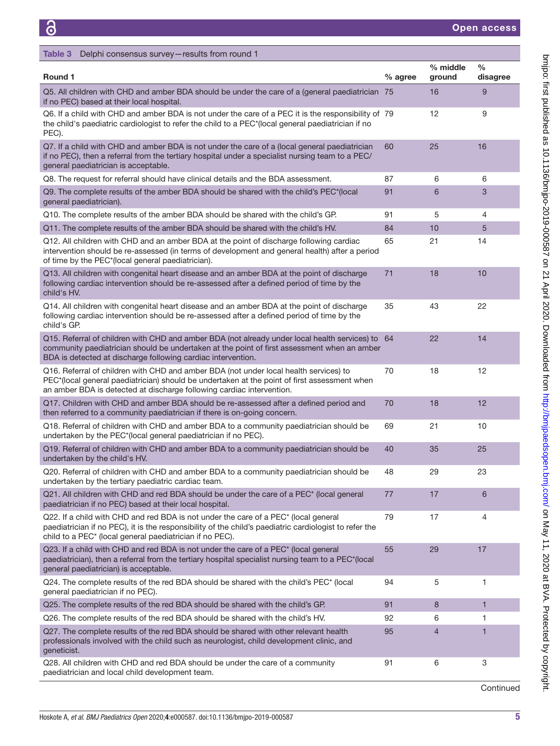Table 3 Delphi consensus survey—results from round 1

| Round 1 | % agree | % middle ground | % disagree |
|---|---|---|---|
| Q5. All children with CHD and amber BDA should be under the care of a (general paediatrician if no PEC) based at their local hospital. | 75 | 16 | 9 |
| Q6. If a child with CHD and amber BDA is not under the care of a PEC it is the responsibility of the child's paediatric cardiologist to refer the child to a PEC*(local general paediatrician if no PEC). | 79 | 12 | 9 |
| Q7. If a child with CHD and amber BDA is not under the care of a (local general paediatrician if no PEC), then a referral from the tertiary hospital under a specialist nursing team to a PEC/general paediatrician is acceptable. | 60 | 25 | 16 |
| Q8. The request for referral should have clinical details and the BDA assessment. | 87 | 6 | 6 |
| Q9. The complete results of the amber BDA should be shared with the child's PEC*(local general paediatrician). | 91 | 6 | 3 |
| Q10. The complete results of the amber BDA should be shared with the child's GP. | 91 | 5 | 4 |
| Q11. The complete results of the amber BDA should be shared with the child's HV. | 84 | 10 | 5 |
| Q12. All children with CHD and an amber BDA at the point of discharge following cardiac intervention should be re-assessed (in terms of development and general health) after a period of time by the PEC*(local general paediatrician). | 65 | 21 | 14 |
| Q13. All children with congenital heart disease and an amber BDA at the point of discharge following cardiac intervention should be re-assessed after a defined period of time by the child's HV. | 71 | 18 | 10 |
| Q14. All children with congenital heart disease and an amber BDA at the point of discharge following cardiac intervention should be re-assessed after a defined period of time by the child's GP. | 35 | 43 | 22 |
| Q15. Referral of children with CHD and amber BDA (not already under local health services) to community paediatrician should be undertaken at the point of first assessment when an amber BDA is detected at discharge following cardiac intervention. | 64 | 22 | 14 |
| Q16. Referral of children with CHD and amber BDA (not under local health services) to PEC*(local general paediatrician) should be undertaken at the point of first assessment when an amber BDA is detected at discharge following cardiac intervention. | 70 | 18 | 12 |
| Q17. Children with CHD and amber BDA should be re-assessed after a defined period and then referred to a community paediatrician if there is on-going concern. | 70 | 18 | 12 |
| Q18. Referral of children with CHD and amber BDA to a community paediatrician should be undertaken by the PEC*(local general paediatrician if no PEC). | 69 | 21 | 10 |
| Q19. Referral of children with CHD and amber BDA to a community paediatrician should be undertaken by the child's HV. | 40 | 35 | 25 |
| Q20. Referral of children with CHD and amber BDA to a community paediatrician should be undertaken by the tertiary paediatric cardiac team. | 48 | 29 | 23 |
| Q21. All children with CHD and red BDA should be under the care of a PEC* (local general paediatrician if no PEC) based at their local hospital. | 77 | 17 | 6 |
| Q22. If a child with CHD and red BDA is not under the care of a PEC* (local general paediatrician if no PEC), it is the responsibility of the child's paediatric cardiologist to refer the child to a PEC* (local general paediatrician if no PEC). | 79 | 17 | 4 |
| Q23. If a child with CHD and red BDA is not under the care of a PEC* (local general paediatrician), then a referral from the tertiary hospital specialist nursing team to a PEC*(local general paediatrician) is acceptable. | 55 | 29 | 17 |
| Q24. The complete results of the red BDA should be shared with the child's PEC* (local general paediatrician if no PEC). | 94 | 5 | 1 |
| Q25. The complete results of the red BDA should be shared with the child's GP. | 91 | 8 | 1 |
| Q26. The complete results of the red BDA should be shared with the child's HV. | 92 | 6 | 1 |
| Q27. The complete results of the red BDA should be shared with other relevant health professionals involved with the child such as neurologist, child development clinic, and geneticist. | 95 | 4 | 1 |
| Q28. All children with CHD and red BDA should be under the care of a community paediatrician and local child development team. | 91 | 6 | 3 |

Continued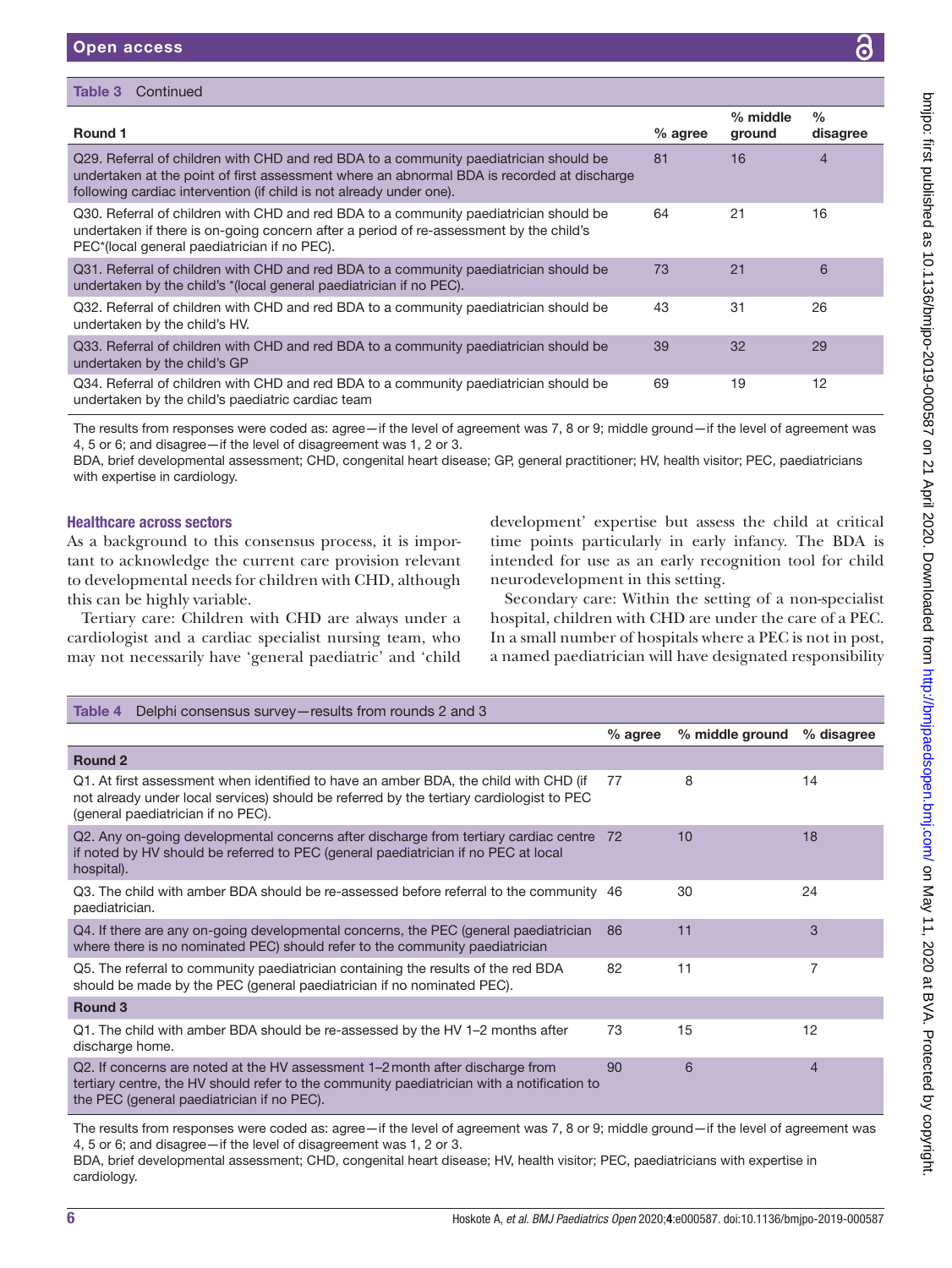Table 3 Continued

| Round 1 | % agree | % middle ground | % disagree |
|---|---|---|---|
| Q29. Referral of children with CHD and red BDA to a community paediatrician should be undertaken at the point of first assessment where an abnormal BDA is recorded at discharge following cardiac intervention (if child is not already under one). | 81 | 16 | 4 |
| Q30. Referral of children with CHD and red BDA to a community paediatrician should be undertaken if there is on-going concern after a period of re-assessment by the child's PEC*(local general paediatrician if no PEC). | 64 | 21 | 16 |
| Q31. Referral of children with CHD and red BDA to a community paediatrician should be undertaken by the child's *(local general paediatrician if no PEC). | 73 | 21 | 6 |
| Q32. Referral of children with CHD and red BDA to a community paediatrician should be undertaken by the child's HV. | 43 | 31 | 26 |
| Q33. Referral of children with CHD and red BDA to a community paediatrician should be undertaken by the child's GP | 39 | 32 | 29 |
| Q34. Referral of children with CHD and red BDA to a community paediatrician should be undertaken by the child's paediatric cardiac team | 69 | 19 | 12 |

The results from responses were coded as: agree—if the level of agreement was 7, 8 or 9; middle ground—if the level of agreement was 4, 5 or 6; and disagree—if the level of disagreement was 1, 2 or 3.
BDA, brief developmental assessment; CHD, congenital heart disease; GP, general practitioner; HV, health visitor; PEC, paediatricians with expertise in cardiology.

### Healthcare across sectors

As a background to this consensus process, it is important to acknowledge the current care provision relevant to developmental needs for children with CHD, although this can be highly variable.

Tertiary care: Children with CHD are always under a cardiologist and a cardiac specialist nursing team, who may not necessarily have 'general paediatric' and 'child development' expertise but assess the child at critical time points particularly in early infancy. The BDA is intended for use as an early recognition tool for child neurodevelopment in this setting.

Secondary care: Within the setting of a non-specialist hospital, children with CHD are under the care of a PEC. In a small number of hospitals where a PEC is not in post, a named paediatrician will have designated responsibility

Table 4 Delphi consensus survey—results from rounds 2 and 3

| | % agree | % middle ground | % disagree |
|---|---|---|---|
| **Round 2** | | | |
| Q1. At first assessment when identified to have an amber BDA, the child with CHD (if not already under local services) should be referred by the tertiary cardiologist to PEC (general paediatrician if no PEC). | 77 | 8 | 14 |
| Q2. Any on-going developmental concerns after discharge from tertiary cardiac centre if noted by HV should be referred to PEC (general paediatrician if no PEC at local hospital). | 72 | 10 | 18 |
| Q3. The child with amber BDA should be re-assessed before referral to the community paediatrician. | 46 | 30 | 24 |
| Q4. If there are any on-going developmental concerns, the PEC (general paediatrician where there is no nominated PEC) should refer to the community paediatrician | 86 | 11 | 3 |
| Q5. The referral to community paediatrician containing the results of the red BDA should be made by the PEC (general paediatrician if no nominated PEC). | 82 | 11 | 7 |
| **Round 3** | | | |
| Q1. The child with amber BDA should be re-assessed by the HV 1–2 months after discharge home. | 73 | 15 | 12 |
| Q2. If concerns are noted at the HV assessment 1–2 month after discharge from tertiary centre, the HV should refer to the community paediatrician with a notification to the PEC (general paediatrician if no PEC). | 90 | 6 | 4 |

The results from responses were coded as: agree—if the level of agreement was 7, 8 or 9; middle ground—if the level of agreement was 4, 5 or 6; and disagree—if the level of disagreement was 1, 2 or 3.
BDA, brief developmental assessment; CHD, congenital heart disease; HV, health visitor; PEC, paediatricians with expertise in cardiology.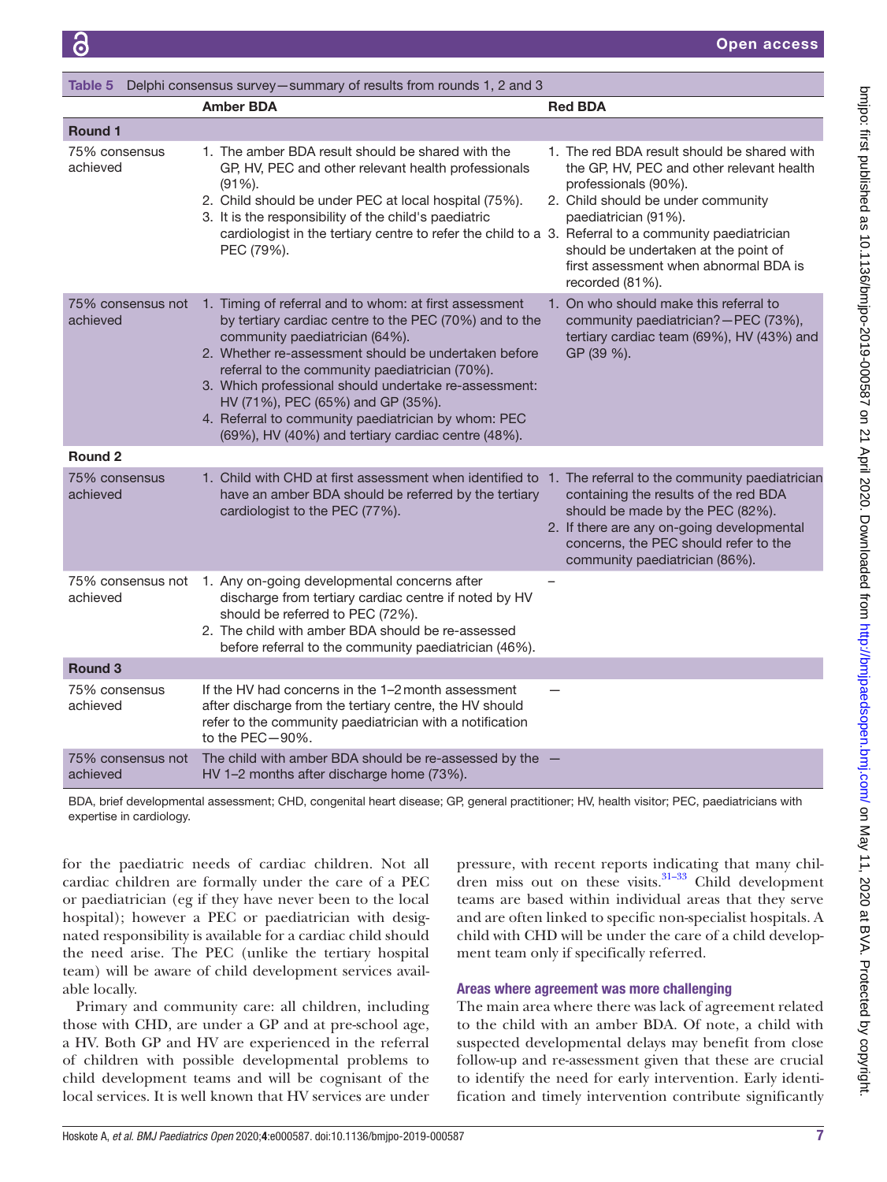**Table 5** Delphi consensus survey—summary of results from rounds 1, 2 and 3

| | Amber BDA | Red BDA |
|---|---|---|
| **Round 1** | | |
| 75% consensus achieved | 1. The amber BDA result should be shared with the GP, HV, PEC and other relevant health professionals (91%).<br>2. Child should be under PEC at local hospital (75%).<br>3. It is the responsibility of the child's paediatric cardiologist in the tertiary centre to refer the child to a PEC (79%). | 1. The red BDA result should be shared with the GP, HV, PEC and other relevant health professionals (90%).<br>2. Child should be under community paediatrician (91%).<br>3. Referral to a community paediatrician should be undertaken at the point of first assessment when abnormal BDA is recorded (81%). |
| 75% consensus not achieved | 1. Timing of referral and to whom: at first assessment by tertiary cardiac centre to the PEC (70%) and to the community paediatrician (64%).<br>2. Whether re-assessment should be undertaken before referral to the community paediatrician (70%).<br>3. Which professional should undertake re-assessment: HV (71%), PEC (65%) and GP (35%).<br>4. Referral to community paediatrician by whom: PEC (69%), HV (40%) and tertiary cardiac centre (48%). | 1. On who should make this referral to community paediatrician?—PEC (73%), tertiary cardiac team (69%), HV (43%) and GP (39 %). |
| **Round 2** | | |
| 75% consensus achieved | 1. Child with CHD at first assessment when identified to have an amber BDA should be referred by the tertiary cardiologist to the PEC (77%). | 1. The referral to the community paediatrician containing the results of the red BDA should be made by the PEC (82%).<br>2. If there are any on-going developmental concerns, the PEC should refer to the community paediatrician (86%). |
| 75% consensus not achieved | 1. Any on-going developmental concerns after discharge from tertiary cardiac centre if noted by HV should be referred to PEC (72%).<br>2. The child with amber BDA should be re-assessed before referral to the community paediatrician (46%). | – |
| **Round 3** | | |
| 75% consensus achieved | If the HV had concerns in the 1–2 month assessment after discharge from the tertiary centre, the HV should refer to the community paediatrician with a notification to the PEC—90%. | — |
| 75% consensus not achieved | The child with amber BDA should be re-assessed by the HV 1–2 months after discharge home (73%). | — |

BDA, brief developmental assessment; CHD, congenital heart disease; GP, general practitioner; HV, health visitor; PEC, paediatricians with expertise in cardiology.

for the paediatric needs of cardiac children. Not all cardiac children are formally under the care of a PEC or paediatrician (eg if they have never been to the local hospital); however a PEC or paediatrician with designated responsibility is available for a cardiac child should the need arise. The PEC (unlike the tertiary hospital team) will be aware of child development services available locally.

Primary and community care: all children, including those with CHD, are under a GP and at pre-school age, a HV. Both GP and HV are experienced in the referral of children with possible developmental problems to child development teams and will be cognisant of the local services. It is well known that HV services are under pressure, with recent reports indicating that many children miss out on these visits.[31–33] Child development teams are based within individual areas that they serve and are often linked to specific non-specialist hospitals. A child with CHD will be under the care of a child development team only if specifically referred.

### Areas where agreement was more challenging

The main area where there was lack of agreement related to the child with an amber BDA. Of note, a child with suspected developmental delays may benefit from close follow-up and re-assessment given that these are crucial to identify the need for early intervention. Early identification and timely intervention contribute significantly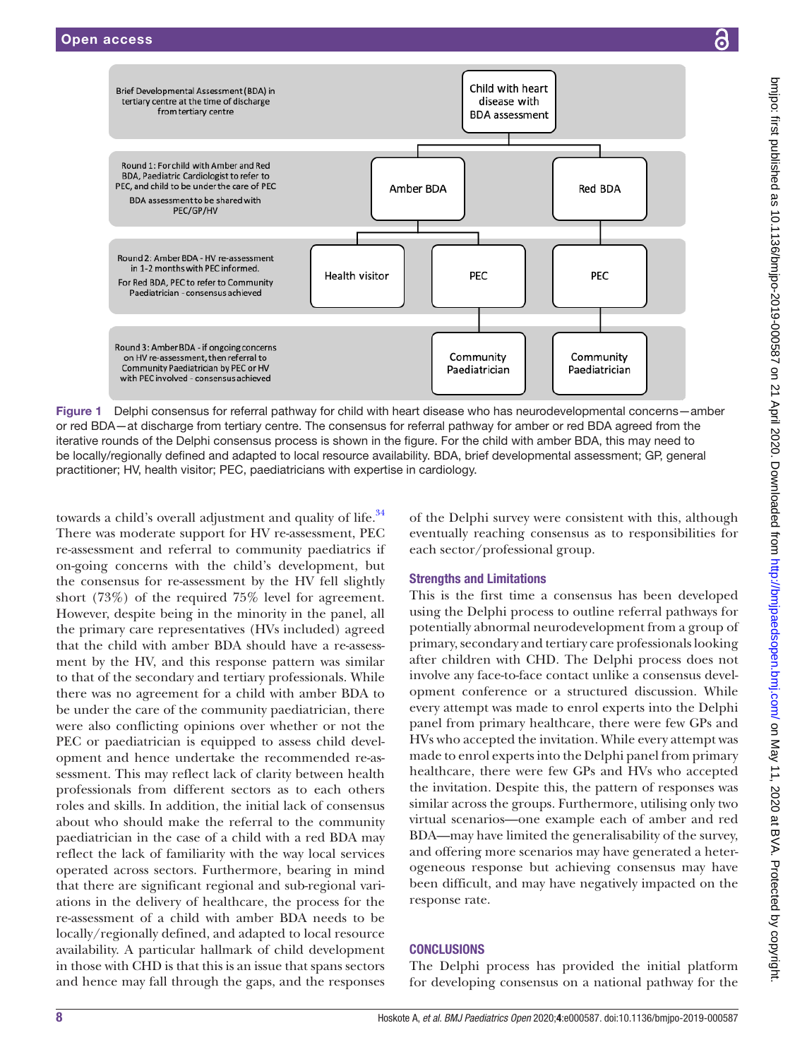Brief Developmental Assessment (BDA) in tertiary centre at the time of discharge from tertiary centre

Child with heart disease with BDA assessment

Round 1: For child with Amber and Red BDA, Paediatric Cardiologist to refer to PEC, and child to be under the care of PEC

BDA assessment to be shared with PEC/GP/HV

Amber BDA | Red BDA

Round 2: Amber BDA - HV re-assessment in 1-2 months with PEC informed.

For Red BDA, PEC to refer to Community Paediatrician - consensus achieved

Health visitor | PEC | PEC

Round 3: Amber BDA - if ongoing concerns on HV re-assessment, then referral to Community Paediatrician by PEC or HV with PEC involved - consensus achieved

Community Paediatrician | Community Paediatrician

**Figure 1** Delphi consensus for referral pathway for child with heart disease who has neurodevelopmental concerns—amber or red BDA—at discharge from tertiary centre. The consensus for referral pathway for amber or red BDA agreed from the iterative rounds of the Delphi consensus process is shown in the figure. For the child with amber BDA, this may need to be locally/regionally defined and adapted to local resource availability. BDA, brief developmental assessment; GP, general practitioner; HV, health visitor; PEC, paediatricians with expertise in cardiology.

towards a child's overall adjustment and quality of life.[34] There was moderate support for HV re-assessment, PEC re-assessment and referral to community paediatrics if on-going concerns with the child's development, but the consensus for re-assessment by the HV fell slightly short (73%) of the required 75% level for agreement. However, despite being in the minority in the panel, all the primary care representatives (HVs included) agreed that the child with amber BDA should have a re-assessment by the HV, and this response pattern was similar to that of the secondary and tertiary professionals. While there was no agreement for a child with amber BDA to be under the care of the community paediatrician, there were also conflicting opinions over whether or not the PEC or paediatrician is equipped to assess child development and hence undertake the recommended re-assessment. This may reflect lack of clarity between health professionals from different sectors as to each others roles and skills. In addition, the initial lack of consensus about who should make the referral to the community paediatrician in the case of a child with a red BDA may reflect the lack of familiarity with the way local services operated across sectors. Furthermore, bearing in mind that there are significant regional and sub-regional variations in the delivery of healthcare, the process for the re-assessment of a child with amber BDA needs to be locally/regionally defined, and adapted to local resource availability. A particular hallmark of child development in those with CHD is that this is an issue that spans sectors and hence may fall through the gaps, and the responses of the Delphi survey were consistent with this, although eventually reaching consensus as to responsibilities for each sector/professional group.

## Strengths and Limitations

This is the first time a consensus has been developed using the Delphi process to outline referral pathways for potentially abnormal neurodevelopment from a group of primary, secondary and tertiary care professionals looking after children with CHD. The Delphi process does not involve any face-to-face contact unlike a consensus development conference or a structured discussion. While every attempt was made to enrol experts into the Delphi panel from primary healthcare, there were few GPs and HVs who accepted the invitation. While every attempt was made to enrol experts into the Delphi panel from primary healthcare, there were few GPs and HVs who accepted the invitation. Despite this, the pattern of responses was similar across the groups. Furthermore, utilising only two virtual scenarios—one example each of amber and red BDA—may have limited the generalisability of the survey, and offering more scenarios may have generated a heterogeneous response but achieving consensus may have been difficult, and may have negatively impacted on the response rate.

## CONCLUSIONS

The Delphi process has provided the initial platform for developing consensus on a national pathway for the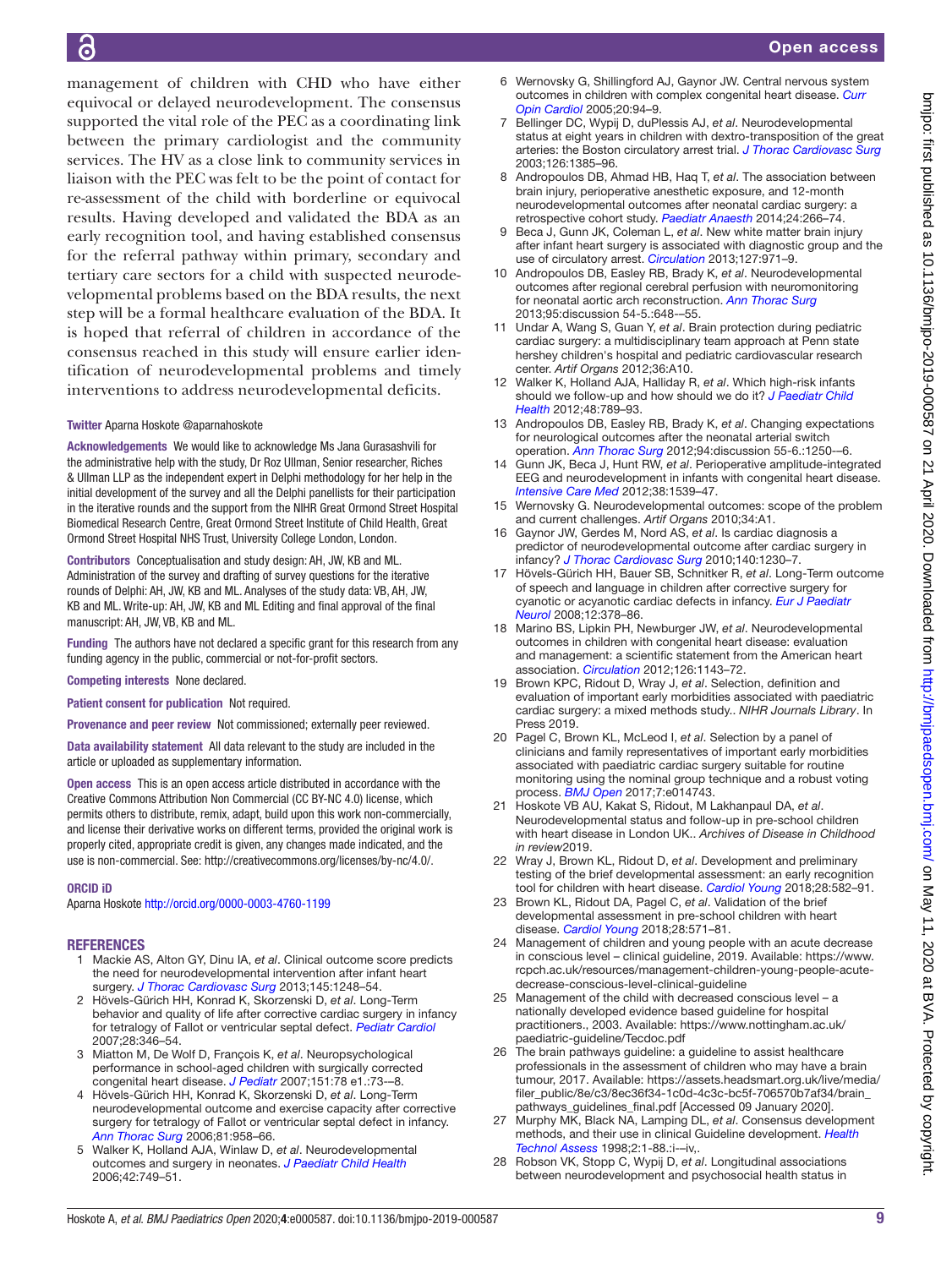management of children with CHD who have either equivocal or delayed neurodevelopment. The consensus supported the vital role of the PEC as a coordinating link between the primary cardiologist and the community services. The HV as a close link to community services in liaison with the PEC was felt to be the point of contact for re-assessment of the child with borderline or equivocal results. Having developed and validated the BDA as an early recognition tool, and having established consensus for the referral pathway within primary, secondary and tertiary care sectors for a child with suspected neurodevelopmental problems based on the BDA results, the next step will be a formal healthcare evaluation of the BDA. It is hoped that referral of children in accordance of the consensus reached in this study will ensure earlier identification of neurodevelopmental problems and timely interventions to address neurodevelopmental deficits.

**Twitter** Aparna Hoskote @aparnahoskote

**Acknowledgements** We would like to acknowledge Ms Jana Gurasashvili for the administrative help with the study, Dr Roz Ullman, Senior researcher, Riches & Ullman LLP as the independent expert in Delphi methodology for her help in the initial development of the survey and all the Delphi panellists for their participation in the iterative rounds and the support from the NIHR Great Ormond Street Hospital Biomedical Research Centre, Great Ormond Street Institute of Child Health, Great Ormond Street Hospital NHS Trust, University College London, London.

**Contributors** Conceptualisation and study design: AH, JW, KB and ML. Administration of the survey and drafting of survey questions for the iterative rounds of Delphi: AH, JW, KB and ML. Analyses of the study data: VB, AH, JW, KB and ML. Write-up: AH, JW, KB and ML Editing and final approval of the final manuscript: AH, JW, VB, KB and ML.

**Funding** The authors have not declared a specific grant for this research from any funding agency in the public, commercial or not-for-profit sectors.

**Competing interests** None declared.

**Patient consent for publication** Not required.

**Provenance and peer review** Not commissioned; externally peer reviewed.

**Data availability statement** All data relevant to the study are included in the article or uploaded as supplementary information.

**Open access** This is an open access article distributed in accordance with the Creative Commons Attribution Non Commercial (CC BY-NC 4.0) license, which permits others to distribute, remix, adapt, build upon this work non-commercially, and license their derivative works on different terms, provided the original work is properly cited, appropriate credit is given, any changes made indicated, and the use is non-commercial. See: http://creativecommons.org/licenses/by-nc/4.0/.

### ORCID iD

Aparna Hoskote http://orcid.org/0000-0003-4760-1199

## REFERENCES

1. Mackie AS, Alton GY, Dinu IA, *et al*. Clinical outcome score predicts the need for neurodevelopmental intervention after infant heart surgery. *J Thorac Cardiovasc Surg* 2013;145:1248–54.
2. Hövels-Gürich HH, Konrad K, Skorzenski D, *et al*. Long-Term behavior and quality of life after corrective cardiac surgery in infancy for tetralogy of Fallot or ventricular septal defect. *Pediatr Cardiol* 2007;28:346–54.
3. Miatton M, De Wolf D, François K, *et al*. Neuropsychological performance in school-aged children with surgically corrected congenital heart disease. *J Pediatr* 2007;151:78 e1.:73–-8.
4. Hövels-Gürich HH, Konrad K, Skorzenski D, *et al*. Long-Term neurodevelopmental outcome and exercise capacity after corrective surgery for tetralogy of Fallot or ventricular septal defect in infancy. *Ann Thorac Surg* 2006;81:958–66.
5. Walker K, Holland AJA, Winlaw D, *et al*. Neurodevelopmental outcomes and surgery in neonates. *J Paediatr Child Health* 2006;42:749–51.
6. Wernovsky G, Shillingford AJ, Gaynor JW. Central nervous system outcomes in children with complex congenital heart disease. *Curr Opin Cardiol* 2005;20:94–9.
7. Bellinger DC, Wypij D, duPlessis AJ, *et al*. Neurodevelopmental status at eight years in children with dextro-transposition of the great arteries: the Boston circulatory arrest trial. *J Thorac Cardiovasc Surg* 2003;126:1385–96.
8. Andropoulos DB, Ahmad HB, Haq T, *et al*. The association between brain injury, perioperative anesthetic exposure, and 12-month neurodevelopmental outcomes after neonatal cardiac surgery: a retrospective cohort study. *Paediatr Anaesth* 2014;24:266–74.
9. Beca J, Gunn JK, Coleman L, *et al*. New white matter brain injury after infant heart surgery is associated with diagnostic group and the use of circulatory arrest. *Circulation* 2013;127:971–9.
10. Andropoulos DB, Easley RB, Brady K, *et al*. Neurodevelopmental outcomes after regional cerebral perfusion with neuromonitoring for neonatal aortic arch reconstruction. *Ann Thorac Surg* 2013;95:discussion 54-5.:648–-55.
11. Undar A, Wang S, Guan Y, *et al*. Brain protection during pediatric cardiac surgery: a multidisciplinary team approach at Penn state hershey children's hospital and pediatric cardiovascular research center. *Artif Organs* 2012;36:A10.
12. Walker K, Holland AJA, Halliday R, *et al*. Which high-risk infants should we follow-up and how should we do it? *J Paediatr Child Health* 2012;48:789–93.
13. Andropoulos DB, Easley RB, Brady K, *et al*. Changing expectations for neurological outcomes after the neonatal arterial switch operation. *Ann Thorac Surg* 2012;94:discussion 55-6.:1250–-6.
14. Gunn JK, Beca J, Hunt RW, *et al*. Perioperative amplitude-integrated EEG and neurodevelopment in infants with congenital heart disease. *Intensive Care Med* 2012;38:1539–47.
15. Wernovsky G. Neurodevelopmental outcomes: scope of the problem and current challenges. *Artif Organs* 2010;34:A1.
16. Gaynor JW, Gerdes M, Nord AS, *et al*. Is cardiac diagnosis a predictor of neurodevelopmental outcome after cardiac surgery in infancy? *J Thorac Cardiovasc Surg* 2010;140:1230–7.
17. Hövels-Gürich HH, Bauer SB, Schnitker R, *et al*. Long-Term outcome of speech and language in children after corrective surgery for cyanotic or acyanotic cardiac defects in infancy. *Eur J Paediatr Neurol* 2008;12:378–86.
18. Marino BS, Lipkin PH, Newburger JW, *et al*. Neurodevelopmental outcomes in children with congenital heart disease: evaluation and management: a scientific statement from the American heart association. *Circulation* 2012;126:1143–72.
19. Brown KPC, Ridout D, Wray J, *et al*. Selection, definition and evaluation of important early morbidities associated with paediatric cardiac surgery: a mixed methods study.. *NIHR Journals Library*. In Press 2019.
20. Pagel C, Brown KL, McLeod I, *et al*. Selection by a panel of clinicians and family representatives of important early morbidities associated with paediatric cardiac surgery suitable for routine monitoring using the nominal group technique and a robust voting process. *BMJ Open* 2017;7:e014743.
21. Hoskote VB AU, Kakat S, Ridout, M Lakhanpaul DA, *et al*. Neurodevelopmental status and follow-up in pre-school children with heart disease in London UK.. *Archives of Disease in Childhood in review*2019.
22. Wray J, Brown KL, Ridout D, *et al*. Development and preliminary testing of the brief developmental assessment: an early recognition tool for children with heart disease. *Cardiol Young* 2018;28:582–91.
23. Brown KL, Ridout DA, Pagel C, *et al*. Validation of the brief developmental assessment in pre-school children with heart disease. *Cardiol Young* 2018;28:571–81.
24. Management of children and young people with an acute decrease in conscious level – clinical guideline, 2019. Available: https://www.rcpch.ac.uk/resources/management-children-young-people-acute-decrease-conscious-level-clinical-guideline
25. Management of the child with decreased conscious level – a nationally developed evidence based guideline for hospital practitioners., 2003. Available: https://www.nottingham.ac.uk/paediatric-guideline/Tecdoc.pdf
26. The brain pathways guideline: a guideline to assist healthcare professionals in the assessment of children who may have a brain tumour, 2017. Available: https://assets.headsmart.org.uk/live/media/filer_public/8e/c3/8ec36f34-1c0d-4c3c-bc5f-706570b7af34/brain_pathways_guidelines_final.pdf [Accessed 09 January 2020].
27. Murphy MK, Black NA, Lamping DL, *et al*. Consensus development methods, and their use in clinical Guideline development. *Health Technol Assess* 1998;2:1-88.:i–-iv,.
28. Robson VK, Stopp C, Wypij D, *et al*. Longitudinal associations between neurodevelopment and psychosocial health status in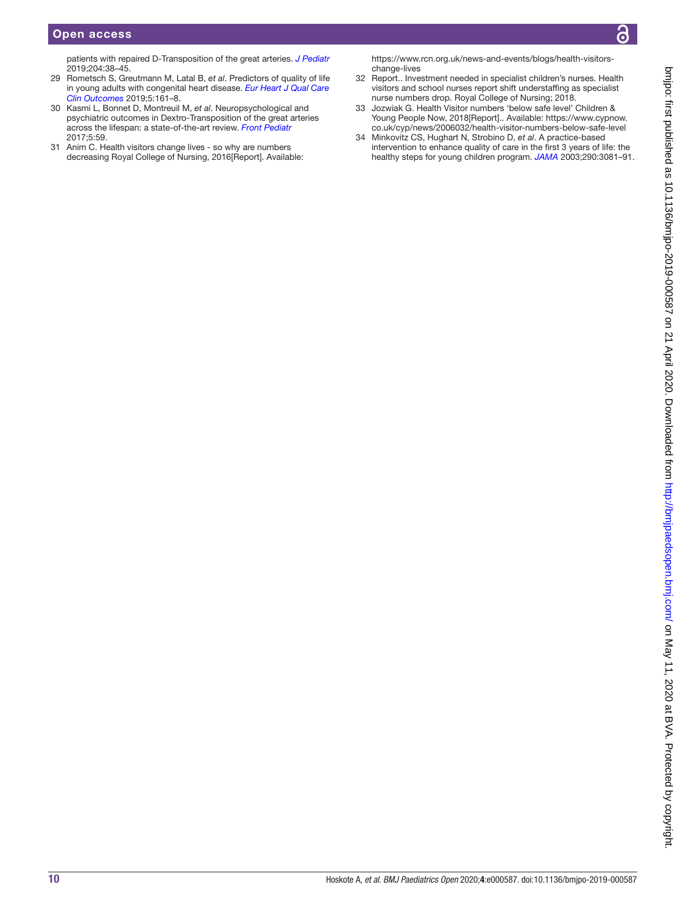patients with repaired D-Transposition of the great arteries. *J Pediatr* 2019;204:38–45.

29 Rometsch S, Greutmann M, Latal B, *et al*. Predictors of quality of life in young adults with congenital heart disease. *Eur Heart J Qual Care Clin Outcomes* 2019;5:161–8.

30 Kasmi L, Bonnet D, Montreuil M, *et al*. Neuropsychological and psychiatric outcomes in Dextro-Transposition of the great arteries across the lifespan: a state-of-the-art review. *Front Pediatr* 2017;5:59.

31 Anim C. Health visitors change lives - so why are numbers decreasing Royal College of Nursing, 2016[Report]. Available: https://www.rcn.org.uk/news-and-events/blogs/health-visitors-change-lives

32 Report.. Investment needed in specialist children's nurses. Health visitors and school nurses report shift understaffing as specialist nurse numbers drop. Royal College of Nursing; 2018.

33 Jozwiak G. Health Visitor numbers 'below safe level' Children & Young People Now, 2018[Report].. Available: https://www.cypnow.co.uk/cyp/news/2006032/health-visitor-numbers-below-safe-level

34 Minkovitz CS, Hughart N, Strobino D, *et al*. A practice-based intervention to enhance quality of care in the first 3 years of life: the healthy steps for young children program. *JAMA* 2003;290:3081–91.